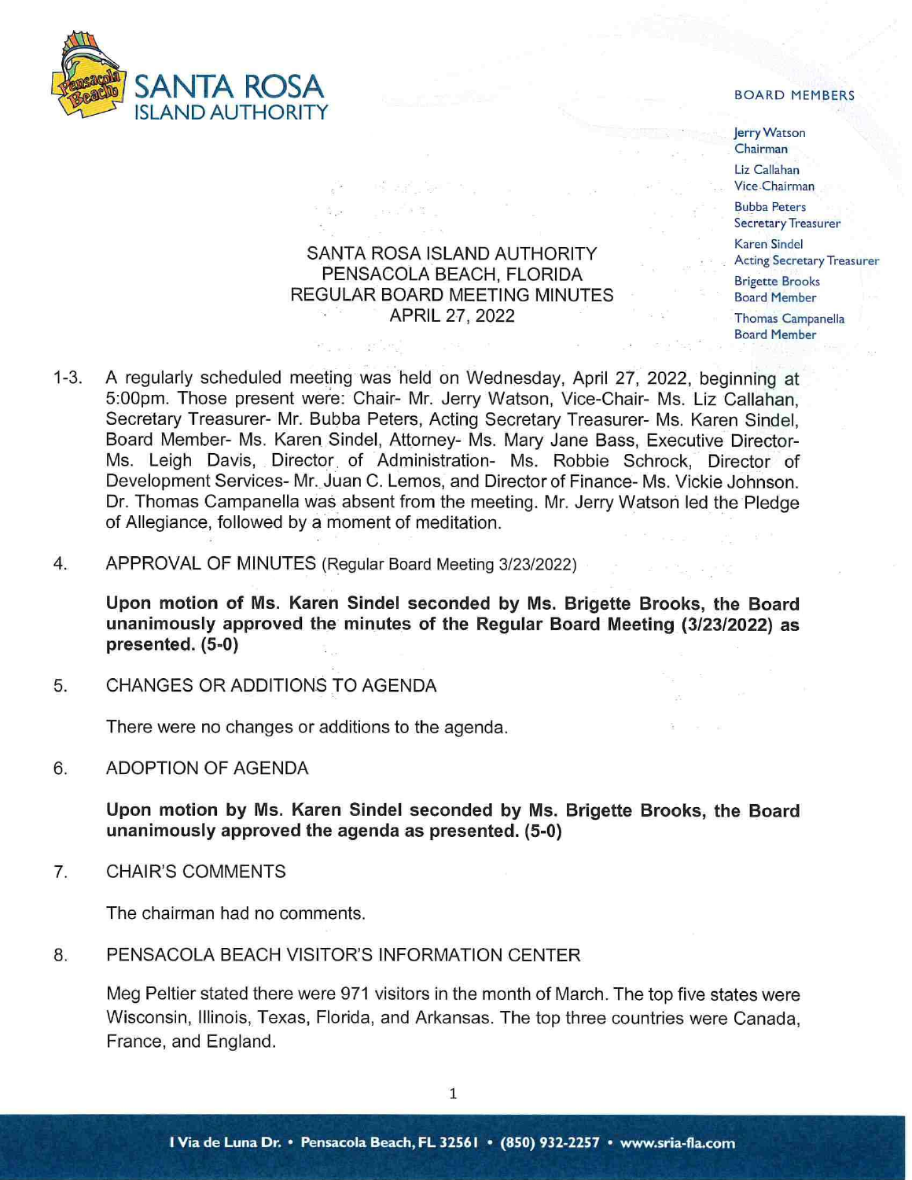SANTA ROSA ISLAND AUTHORITY

BOARD MEMBERS

Jerry Watson
Chairman

Liz Callahan
Vice Chairman

Bubba Peters
Secretary Treasurer

Karen Sindel
Acting Secretary Treasurer

Brigette Brooks
Board Member

Thomas Campanella
Board Member

# SANTA ROSA ISLAND AUTHORITY
# PENSACOLA BEACH, FLORIDA
# REGULAR BOARD MEETING MINUTES
# APRIL 27, 2022

1-3. A regularly scheduled meeting was held on Wednesday, April 27, 2022, beginning at 5:00pm. Those present were: Chair- Mr. Jerry Watson, Vice-Chair- Ms. Liz Callahan, Secretary Treasurer- Mr. Bubba Peters, Acting Secretary Treasurer- Ms. Karen Sindel, Board Member- Ms. Karen Sindel, Attorney- Ms. Mary Jane Bass, Executive Director- Ms. Leigh Davis, Director of Administration- Ms. Robbie Schrock, Director of Development Services- Mr. Juan C. Lemos, and Director of Finance- Ms. Vickie Johnson. Dr. Thomas Campanella was absent from the meeting. Mr. Jerry Watson led the Pledge of Allegiance, followed by a moment of meditation.

4. APPROVAL OF MINUTES (Regular Board Meeting 3/23/2022)

**Upon motion of Ms. Karen Sindel seconded by Ms. Brigette Brooks, the Board unanimously approved the minutes of the Regular Board Meeting (3/23/2022) as presented. (5-0)**

5. CHANGES OR ADDITIONS TO AGENDA

There were no changes or additions to the agenda.

6. ADOPTION OF AGENDA

**Upon motion by Ms. Karen Sindel seconded by Ms. Brigette Brooks, the Board unanimously approved the agenda as presented. (5-0)**

7. CHAIR'S COMMENTS

The chairman had no comments.

8. PENSACOLA BEACH VISITOR'S INFORMATION CENTER

Meg Peltier stated there were 971 visitors in the month of March. The top five states were Wisconsin, Illinois, Texas, Florida, and Arkansas. The top three countries were Canada, France, and England.

1 Via de Luna Dr. • Pensacola Beach, FL 32561 • (850) 932-2257 • www.sria-fla.com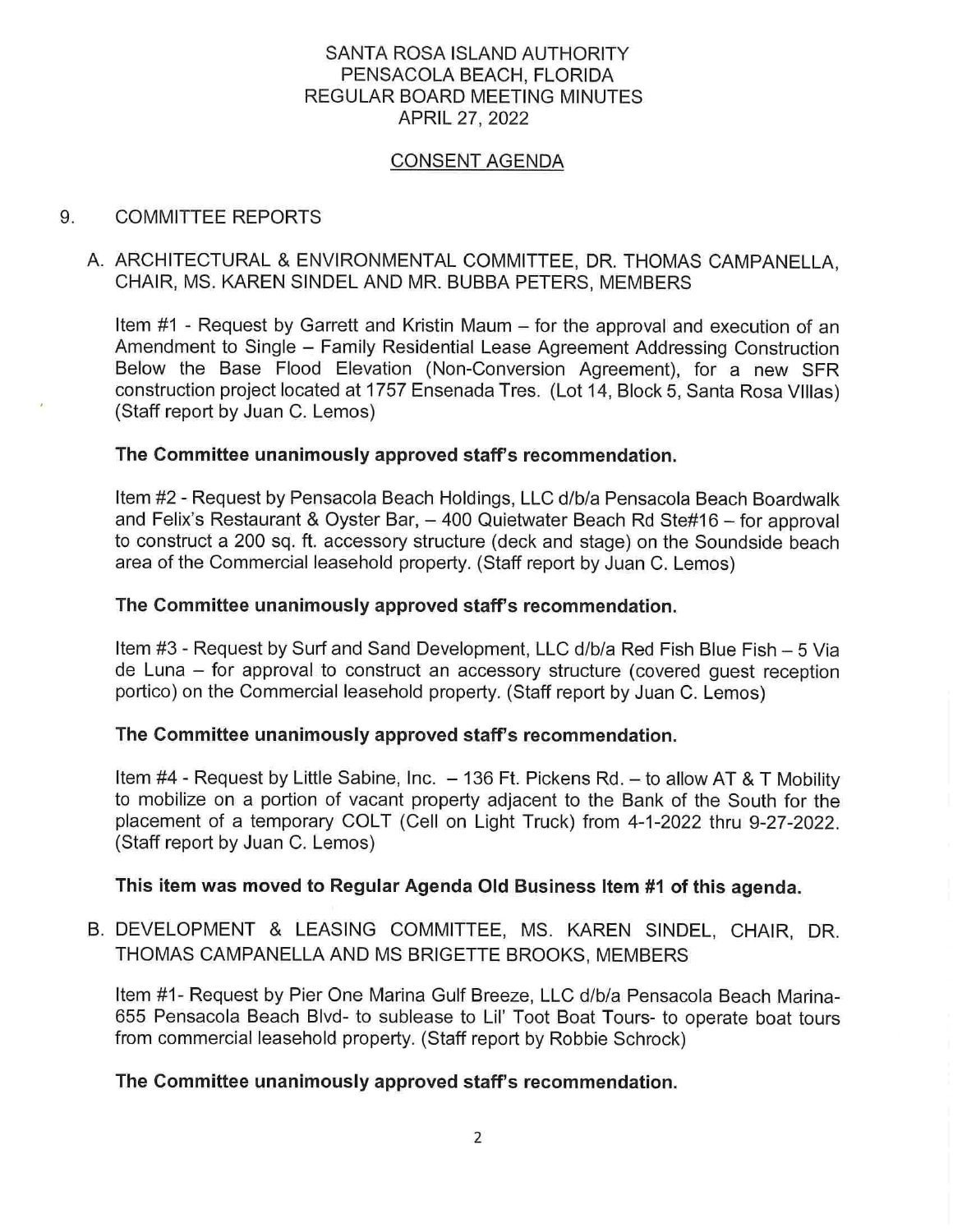SANTA ROSA ISLAND AUTHORITY
PENSACOLA BEACH, FLORIDA
REGULAR BOARD MEETING MINUTES
APRIL 27, 2022

## CONSENT AGENDA

9. COMMITTEE REPORTS

A. ARCHITECTURAL & ENVIRONMENTAL COMMITTEE, DR. THOMAS CAMPANELLA, CHAIR, MS. KAREN SINDEL AND MR. BUBBA PETERS, MEMBERS

Item #1 - Request by Garrett and Kristin Maum – for the approval and execution of an Amendment to Single – Family Residential Lease Agreement Addressing Construction Below the Base Flood Elevation (Non-Conversion Agreement), for a new SFR construction project located at 1757 Ensenada Tres. (Lot 14, Block 5, Santa Rosa VIllas) (Staff report by Juan C. Lemos)

**The Committee unanimously approved staff's recommendation.**

Item #2 - Request by Pensacola Beach Holdings, LLC d/b/a Pensacola Beach Boardwalk and Felix's Restaurant & Oyster Bar, – 400 Quietwater Beach Rd Ste#16 – for approval to construct a 200 sq. ft. accessory structure (deck and stage) on the Soundside beach area of the Commercial leasehold property. (Staff report by Juan C. Lemos)

**The Committee unanimously approved staff's recommendation.**

Item #3 - Request by Surf and Sand Development, LLC d/b/a Red Fish Blue Fish – 5 Via de Luna – for approval to construct an accessory structure (covered guest reception portico) on the Commercial leasehold property. (Staff report by Juan C. Lemos)

**The Committee unanimously approved staff's recommendation.**

Item #4 - Request by Little Sabine, Inc. – 136 Ft. Pickens Rd. – to allow AT & T Mobility to mobilize on a portion of vacant property adjacent to the Bank of the South for the placement of a temporary COLT (Cell on Light Truck) from 4-1-2022 thru 9-27-2022. (Staff report by Juan C. Lemos)

**This item was moved to Regular Agenda Old Business Item #1 of this agenda.**

B. DEVELOPMENT & LEASING COMMITTEE, MS. KAREN SINDEL, CHAIR, DR. THOMAS CAMPANELLA AND MS BRIGETTE BROOKS, MEMBERS

Item #1- Request by Pier One Marina Gulf Breeze, LLC d/b/a Pensacola Beach Marina- 655 Pensacola Beach Blvd- to sublease to Lil' Toot Boat Tours- to operate boat tours from commercial leasehold property. (Staff report by Robbie Schrock)

**The Committee unanimously approved staff's recommendation.**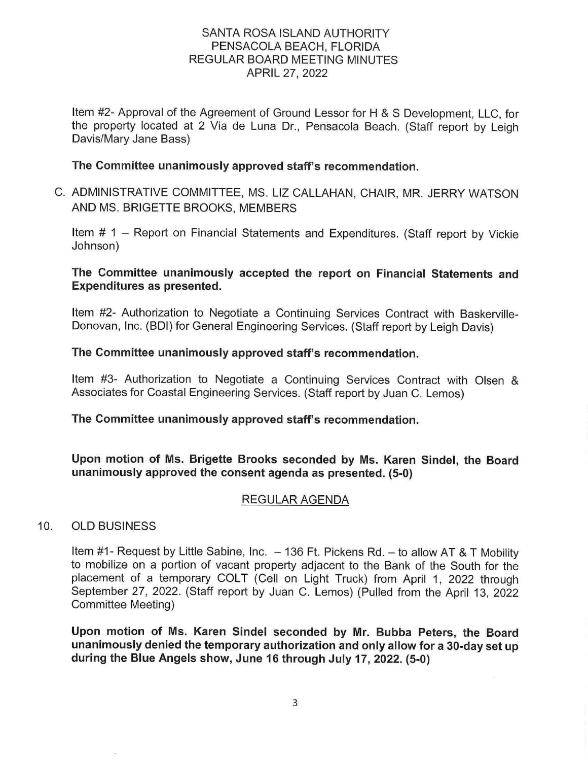Item #2- Approval of the Agreement of Ground Lessor for H & S Development, LLC, for the property located at 2 Via de Luna Dr., Pensacola Beach. (Staff report by Leigh Davis/Mary Jane Bass)

**The Committee unanimously approved staff's recommendation.**

C. ADMINISTRATIVE COMMITTEE, MS. LIZ CALLAHAN, CHAIR, MR. JERRY WATSON AND MS. BRIGETTE BROOKS, MEMBERS

Item # 1 – Report on Financial Statements and Expenditures. (Staff report by Vickie Johnson)

**The Committee unanimously accepted the report on Financial Statements and Expenditures as presented.**

Item #2- Authorization to Negotiate a Continuing Services Contract with Baskerville-Donovan, Inc. (BDI) for General Engineering Services. (Staff report by Leigh Davis)

**The Committee unanimously approved staff's recommendation.**

Item #3- Authorization to Negotiate a Continuing Services Contract with Olsen & Associates for Coastal Engineering Services. (Staff report by Juan C. Lemos)

**The Committee unanimously approved staff's recommendation.**

**Upon motion of Ms. Brigette Brooks seconded by Ms. Karen Sindel, the Board unanimously approved the consent agenda as presented. (5-0)**

## REGULAR AGENDA

10. OLD BUSINESS

Item #1- Request by Little Sabine, Inc. – 136 Ft. Pickens Rd. – to allow AT & T Mobility to mobilize on a portion of vacant property adjacent to the Bank of the South for the placement of a temporary COLT (Cell on Light Truck) from April 1, 2022 through September 27, 2022. (Staff report by Juan C. Lemos) (Pulled from the April 13, 2022 Committee Meeting)

**Upon motion of Ms. Karen Sindel seconded by Mr. Bubba Peters, the Board unanimously denied the temporary authorization and only allow for a 30-day set up during the Blue Angels show, June 16 through July 17, 2022. (5-0)**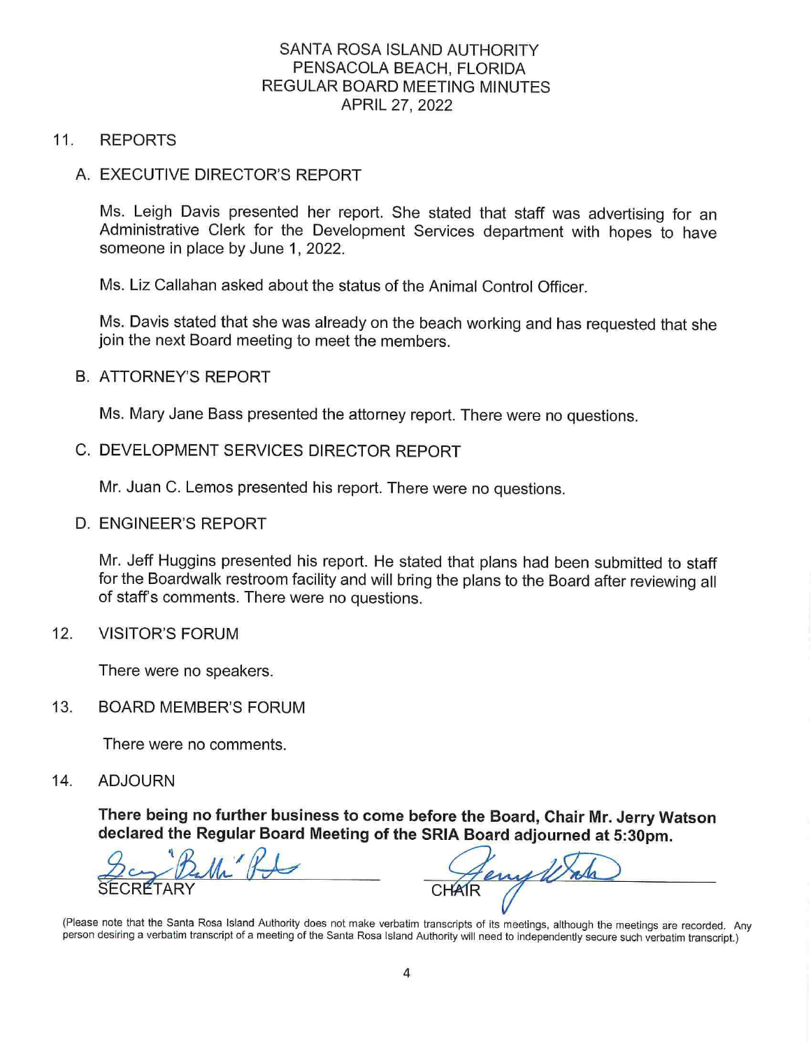SANTA ROSA ISLAND AUTHORITY
PENSACOLA BEACH, FLORIDA
REGULAR BOARD MEETING MINUTES
APRIL 27, 2022

11. REPORTS

A. EXECUTIVE DIRECTOR'S REPORT

Ms. Leigh Davis presented her report. She stated that staff was advertising for an Administrative Clerk for the Development Services department with hopes to have someone in place by June 1, 2022.

Ms. Liz Callahan asked about the status of the Animal Control Officer.

Ms. Davis stated that she was already on the beach working and has requested that she join the next Board meeting to meet the members.

B. ATTORNEY'S REPORT

Ms. Mary Jane Bass presented the attorney report. There were no questions.

C. DEVELOPMENT SERVICES DIRECTOR REPORT

Mr. Juan C. Lemos presented his report. There were no questions.

D. ENGINEER'S REPORT

Mr. Jeff Huggins presented his report. He stated that plans had been submitted to staff for the Boardwalk restroom facility and will bring the plans to the Board after reviewing all of staff's comments. There were no questions.

12. VISITOR'S FORUM

There were no speakers.

13. BOARD MEMBER'S FORUM

There were no comments.

14. ADJOURN

**There being no further business to come before the Board, Chair Mr. Jerry Watson declared the Regular Board Meeting of the SRIA Board adjourned at 5:30pm.**

SECRETARY

CHAIR

(Please note that the Santa Rosa Island Authority does not make verbatim transcripts of its meetings, although the meetings are recorded. Any person desiring a verbatim transcript of a meeting of the Santa Rosa Island Authority will need to independently secure such verbatim transcript.)